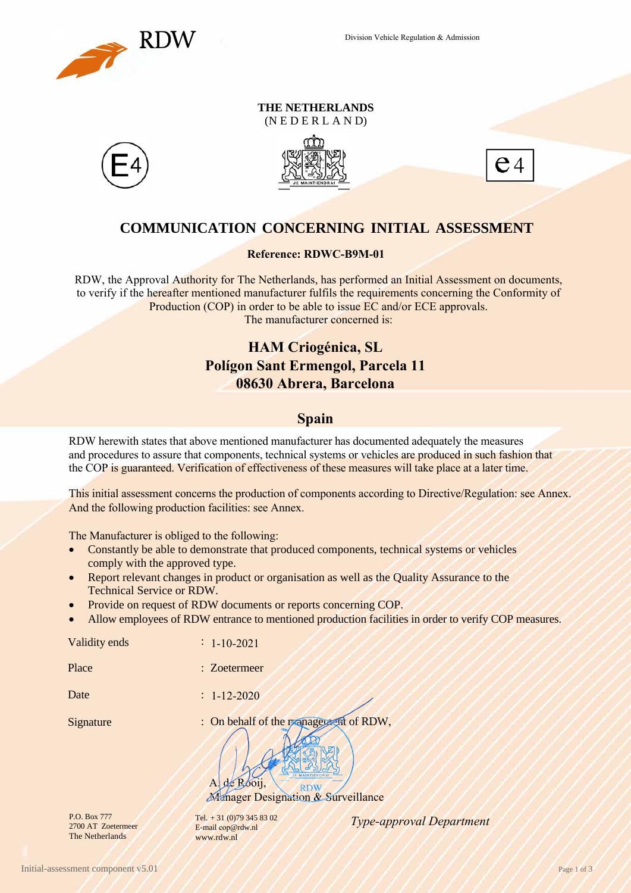RDW

Division Vehicle Regulation & Admission

**THE NETHERLANDS**
(N E D E R L A N D)

E4 e4

# COMMUNICATION CONCERNING INITIAL ASSESSMENT

**Reference: RDWC-B9M-01**

RDW, the Approval Authority for The Netherlands, has performed an Initial Assessment on documents, to verify if the hereafter mentioned manufacturer fulfils the requirements concerning the Conformity of Production (COP) in order to be able to issue EC and/or ECE approvals.
The manufacturer concerned is:

**HAM Criogénica, SL**
**Polígon Sant Ermengol, Parcela 11**
**08630 Abrera, Barcelona**

## Spain

RDW herewith states that above mentioned manufacturer has documented adequately the measures and procedures to assure that components, technical systems or vehicles are produced in such fashion that the COP is guaranteed. Verification of effectiveness of these measures will take place at a later time.

This initial assessment concerns the production of components according to Directive/Regulation: see Annex.
And the following production facilities: see Annex.

The Manufacturer is obliged to the following:

- Constantly be able to demonstrate that produced components, technical systems or vehicles comply with the approved type.
- Report relevant changes in product or organisation as well as the Quality Assurance to the Technical Service or RDW.
- Provide on request of RDW documents or reports concerning COP.
- Allow employees of RDW entrance to mentioned production facilities in order to verify COP measures.

Validity ends : 1-10-2021

Place : Zoetermeer

Date : 1-12-2020

Signature : On behalf of the management of RDW,

A. de Rooij,
Manager Designation & Surveillance

P.O. Box 777
2700 AT Zoetermeer
The Netherlands

Tel. + 31 (0)79 345 83 02
E-mail cop@rdw.nl
www.rdw.nl

*Type-approval Department*

Initial-assessment component v5.01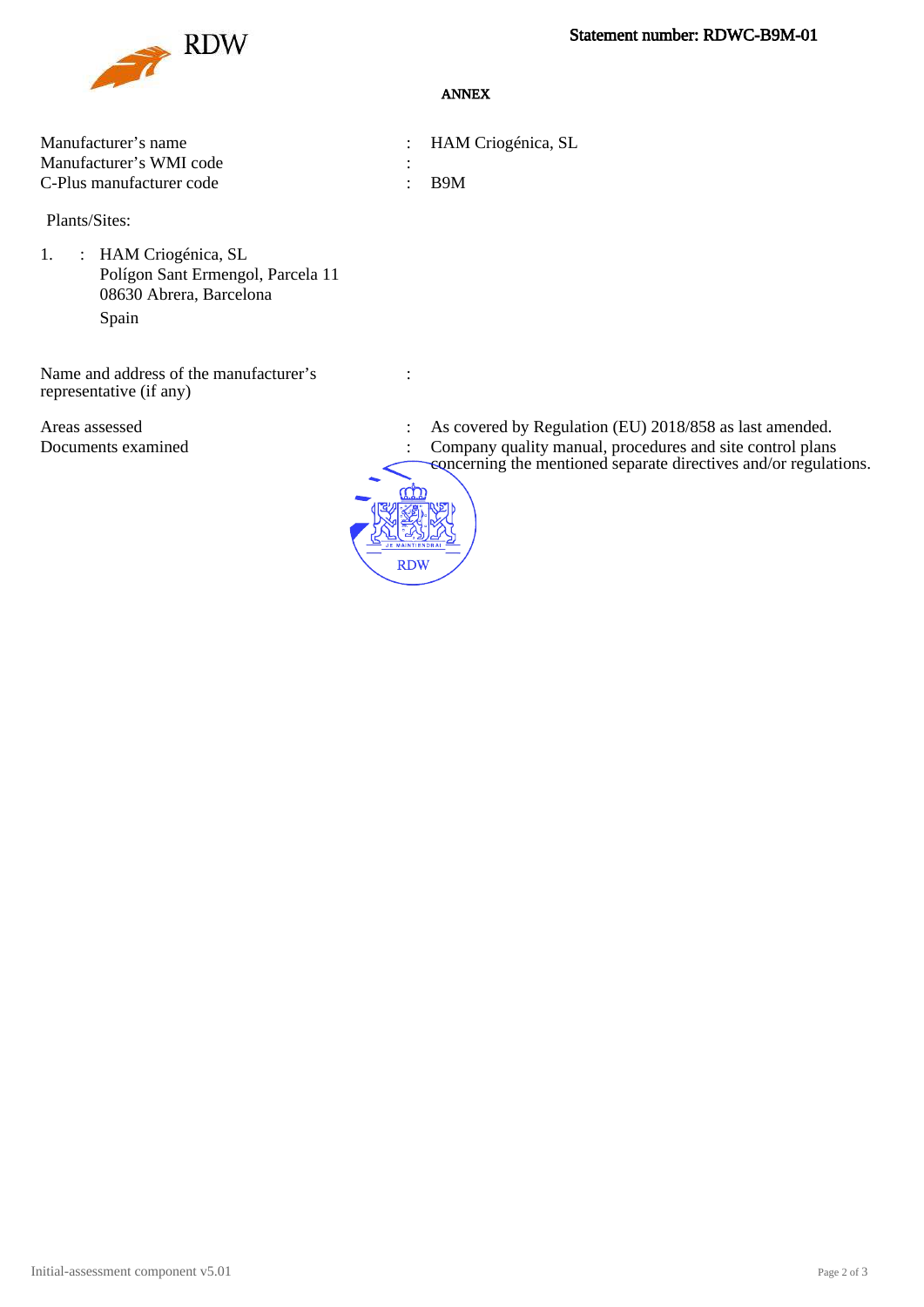Statement number: RDWC-B9M-01

## ANNEX

| | | |
|---|---|---|
| Manufacturer’s name | : | HAM Criogénica, SL |
| Manufacturer’s WMI code | : | |
| C-Plus manufacturer code | : | B9M |

Plants/Sites:

1. : HAM Criogénica, SL
   Polígon Sant Ermengol, Parcela 11
   08630 Abrera, Barcelona
   Spain

| | | |
|---|---|---|
| Name and address of the manufacturer’s representative (if any) | : | |
| Areas assessed | : | As covered by Regulation (EU) 2018/858 as last amended. |
| Documents examined | : | Company quality manual, procedures and site control plans concerning the mentioned separate directives and/or regulations. |

Initial-assessment component v5.01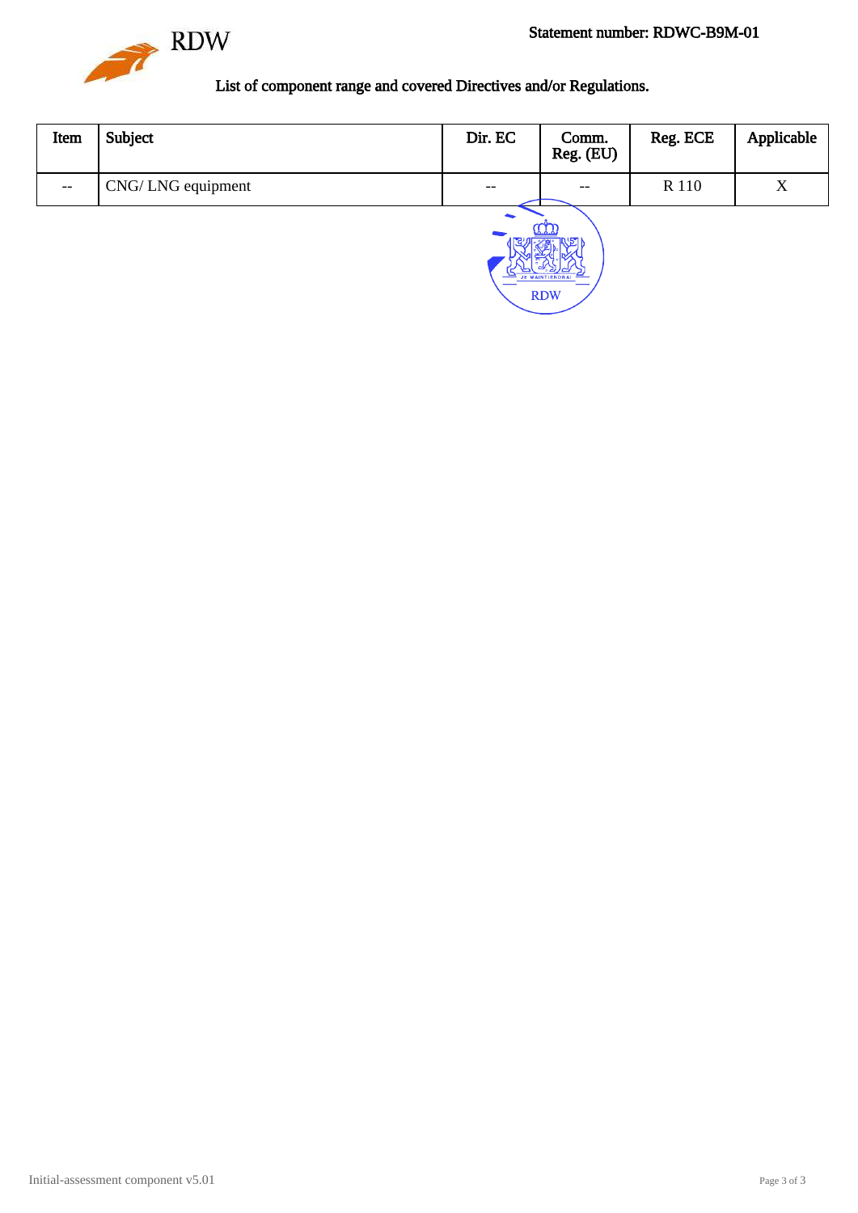Statement number: RDWC-B9M-01

List of component range and covered Directives and/or Regulations.

| Item | Subject | Dir. EC | Comm. Reg. (EU) | Reg. ECE | Applicable |
| --- | --- | --- | --- | --- | --- |
| -- | CNG/ LNG equipment | -- | -- | R 110 | X |